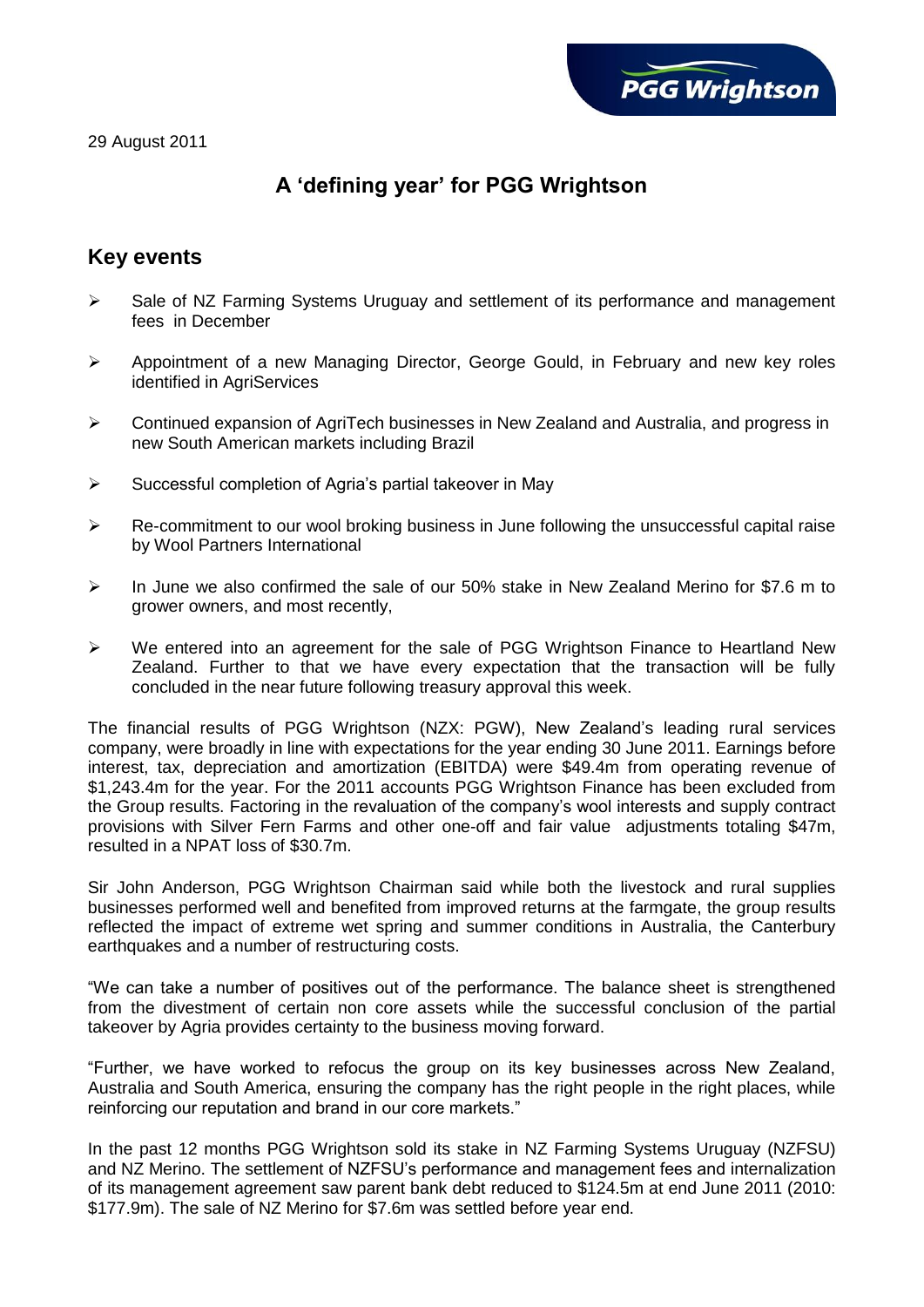29 August 2011

# A 'defining year' for PGG Wrightson

## Key events

- Sale of NZ Farming Systems Uruguay and settlement of its performance and management fees in December
- Appointment of a new Managing Director, George Gould, in February and new key roles identified in AgriServices
- Continued expansion of AgriTech businesses in New Zealand and Australia, and progress in new South American markets including Brazil
- Successful completion of Agria's partial takeover in May
- Re-commitment to our wool broking business in June following the unsuccessful capital raise by Wool Partners International
- In June we also confirmed the sale of our 50% stake in New Zealand Merino for $7.6 m to grower owners, and most recently,
- We entered into an agreement for the sale of PGG Wrightson Finance to Heartland New Zealand. Further to that we have every expectation that the transaction will be fully concluded in the near future following treasury approval this week.

The financial results of PGG Wrightson (NZX: PGW), New Zealand's leading rural services company, were broadly in line with expectations for the year ending 30 June 2011. Earnings before interest, tax, depreciation and amortization (EBITDA) were $49.4m from operating revenue of $1,243.4m for the year. For the 2011 accounts PGG Wrightson Finance has been excluded from the Group results. Factoring in the revaluation of the company's wool interests and supply contract provisions with Silver Fern Farms and other one-off and fair value adjustments totaling $47m, resulted in a NPAT loss of $30.7m.

Sir John Anderson, PGG Wrightson Chairman said while both the livestock and rural supplies businesses performed well and benefited from improved returns at the farmgate, the group results reflected the impact of extreme wet spring and summer conditions in Australia, the Canterbury earthquakes and a number of restructuring costs.

"We can take a number of positives out of the performance. The balance sheet is strengthened from the divestment of certain non core assets while the successful conclusion of the partial takeover by Agria provides certainty to the business moving forward.

"Further, we have worked to refocus the group on its key businesses across New Zealand, Australia and South America, ensuring the company has the right people in the right places, while reinforcing our reputation and brand in our core markets."

In the past 12 months PGG Wrightson sold its stake in NZ Farming Systems Uruguay (NZFSU) and NZ Merino. The settlement of NZFSU's performance and management fees and internalization of its management agreement saw parent bank debt reduced to $124.5m at end June 2011 (2010: $177.9m). The sale of NZ Merino for $7.6m was settled before year end.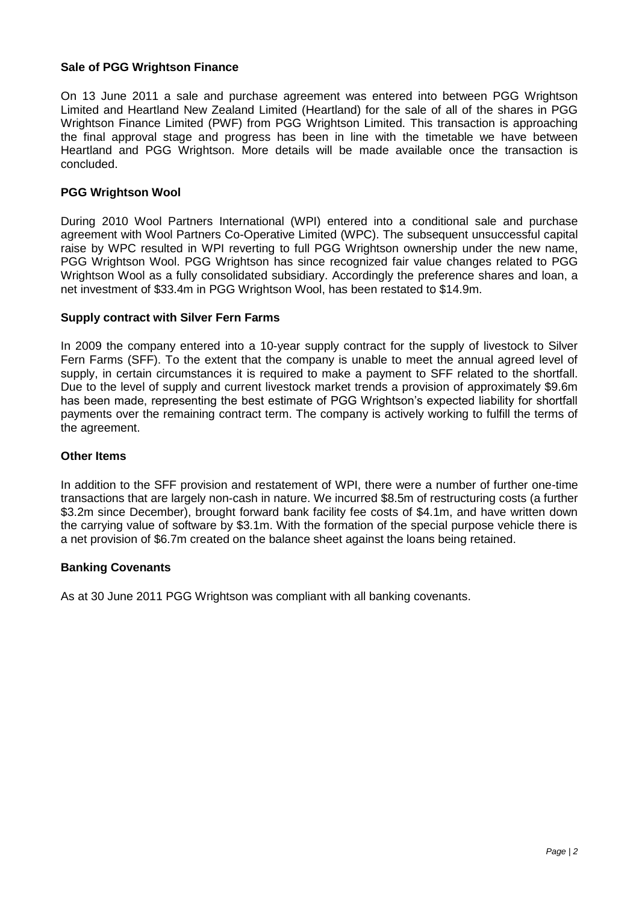## Sale of PGG Wrightson Finance

On 13 June 2011 a sale and purchase agreement was entered into between PGG Wrightson Limited and Heartland New Zealand Limited (Heartland) for the sale of all of the shares in PGG Wrightson Finance Limited (PWF) from PGG Wrightson Limited. This transaction is approaching the final approval stage and progress has been in line with the timetable we have between Heartland and PGG Wrightson. More details will be made available once the transaction is concluded.

## PGG Wrightson Wool

During 2010 Wool Partners International (WPI) entered into a conditional sale and purchase agreement with Wool Partners Co-Operative Limited (WPC). The subsequent unsuccessful capital raise by WPC resulted in WPI reverting to full PGG Wrightson ownership under the new name, PGG Wrightson Wool. PGG Wrightson has since recognized fair value changes related to PGG Wrightson Wool as a fully consolidated subsidiary. Accordingly the preference shares and loan, a net investment of $33.4m in PGG Wrightson Wool, has been restated to $14.9m.

## Supply contract with Silver Fern Farms

In 2009 the company entered into a 10-year supply contract for the supply of livestock to Silver Fern Farms (SFF). To the extent that the company is unable to meet the annual agreed level of supply, in certain circumstances it is required to make a payment to SFF related to the shortfall. Due to the level of supply and current livestock market trends a provision of approximately $9.6m has been made, representing the best estimate of PGG Wrightson's expected liability for shortfall payments over the remaining contract term. The company is actively working to fulfill the terms of the agreement.

## Other Items

In addition to the SFF provision and restatement of WPI, there were a number of further one-time transactions that are largely non-cash in nature. We incurred $8.5m of restructuring costs (a further $3.2m since December), brought forward bank facility fee costs of $4.1m, and have written down the carrying value of software by $3.1m. With the formation of the special purpose vehicle there is a net provision of $6.7m created on the balance sheet against the loans being retained.

## Banking Covenants

As at 30 June 2011 PGG Wrightson was compliant with all banking covenants.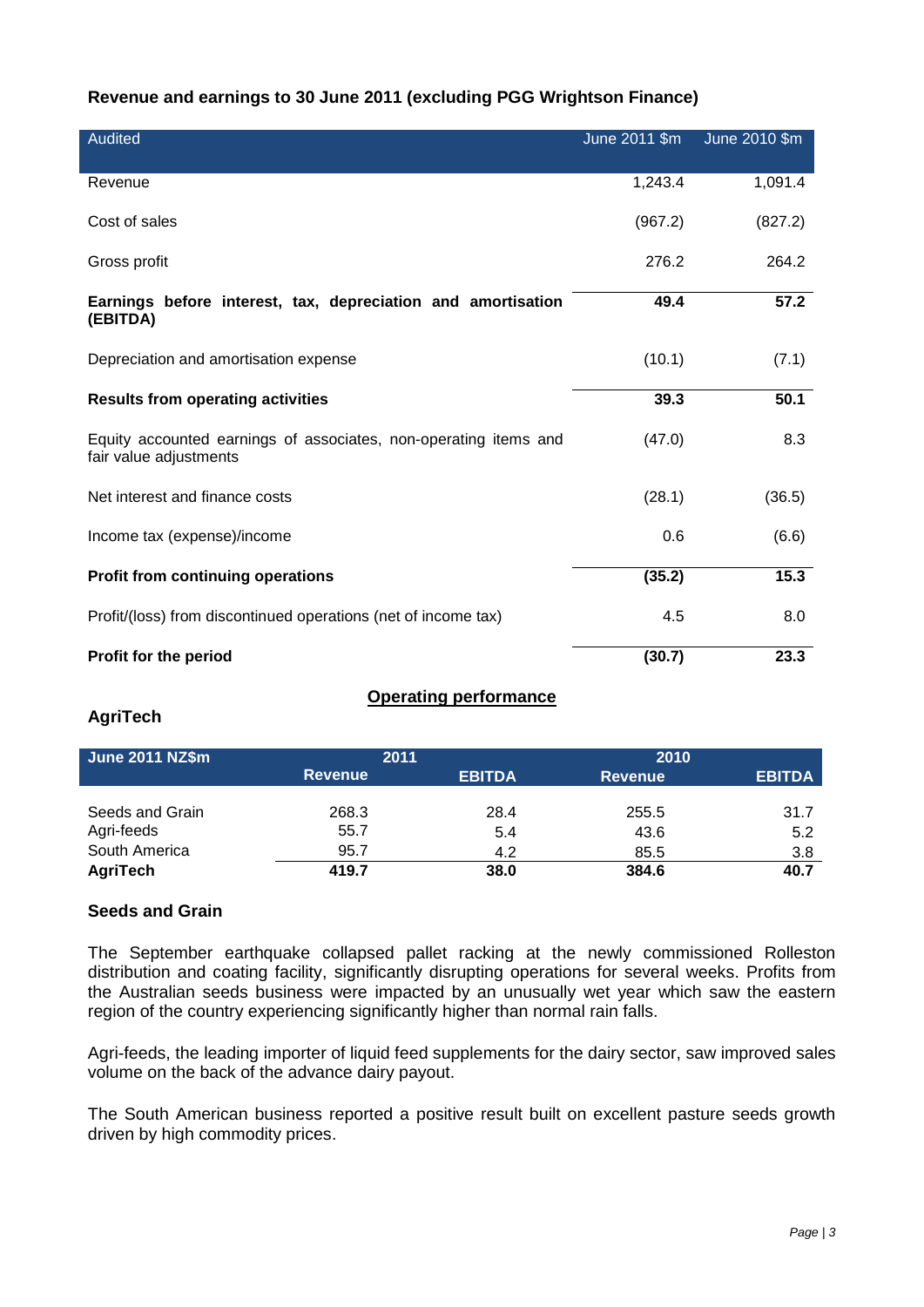**Revenue and earnings to 30 June 2011 (excluding PGG Wrightson Finance)**

| Audited | June 2011 $m | June 2010 $m |
|---|---|---|
| Revenue | 1,243.4 | 1,091.4 |
| Cost of sales | (967.2) | (827.2) |
| Gross profit | 276.2 | 264.2 |
| **Earnings before interest, tax, depreciation and amortisation (EBITDA)** | **49.4** | **57.2** |
| Depreciation and amortisation expense | (10.1) | (7.1) |
| **Results from operating activities** | **39.3** | **50.1** |
| Equity accounted earnings of associates, non-operating items and fair value adjustments | (47.0) | 8.3 |
| Net interest and finance costs | (28.1) | (36.5) |
| Income tax (expense)/income | 0.6 | (6.6) |
| **Profit from continuing operations** | **(35.2)** | **15.3** |
| Profit/(loss) from discontinued operations (net of income tax) | 4.5 | 8.0 |
| **Profit for the period** | **(30.7)** | **23.3** |

## Operating performance

### AgriTech

| June 2011 NZ$m | 2011 | | 2010 | |
|---|---|---|---|---|
| | Revenue | EBITDA | Revenue | EBITDA |
| Seeds and Grain | 268.3 | 28.4 | 255.5 | 31.7 |
| Agri-feeds | 55.7 | 5.4 | 43.6 | 5.2 |
| South America | 95.7 | 4.2 | 85.5 | 3.8 |
| **AgriTech** | **419.7** | **38.0** | **384.6** | **40.7** |

### Seeds and Grain

The September earthquake collapsed pallet racking at the newly commissioned Rolleston distribution and coating facility, significantly disrupting operations for several weeks. Profits from the Australian seeds business were impacted by an unusually wet year which saw the eastern region of the country experiencing significantly higher than normal rain falls.

Agri-feeds, the leading importer of liquid feed supplements for the dairy sector, saw improved sales volume on the back of the advance dairy payout.

The South American business reported a positive result built on excellent pasture seeds growth driven by high commodity prices.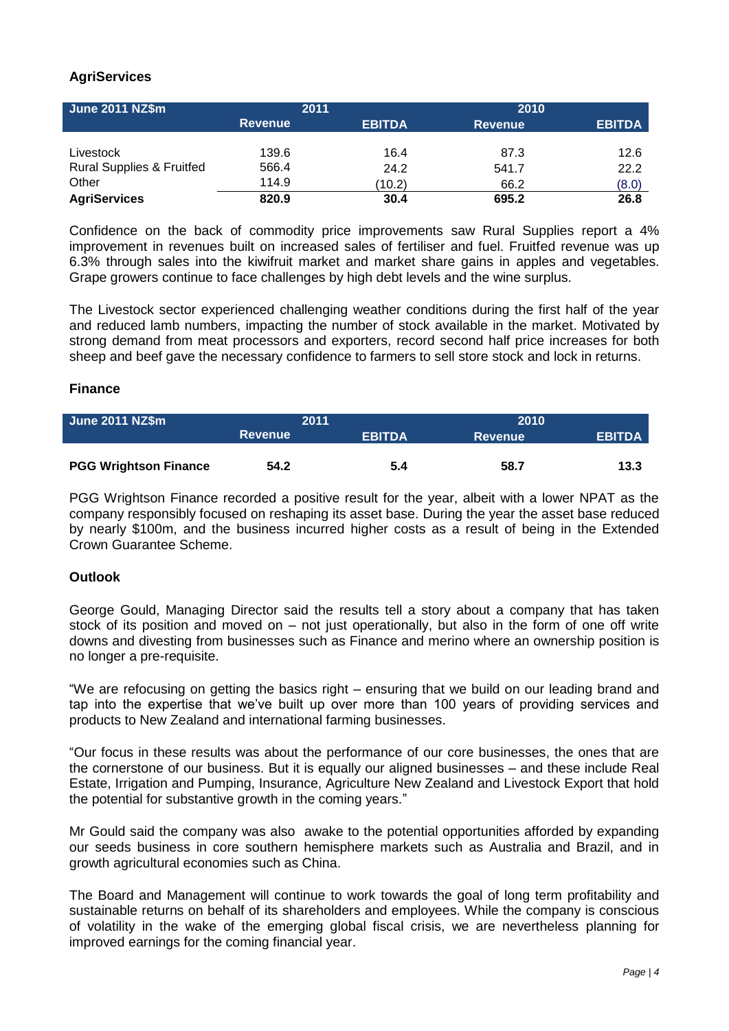### AgriServices

| June 2011 NZ$m | 2011 | | 2010 | |
|---|---|---|---|---|
| | Revenue | EBITDA | Revenue | EBITDA |
| Livestock | 139.6 | 16.4 | 87.3 | 12.6 |
| Rural Supplies & Fruitfed | 566.4 | 24.2 | 541.7 | 22.2 |
| Other | 114.9 | (10.2) | 66.2 | (8.0) |
| **AgriServices** | **820.9** | **30.4** | **695.2** | **26.8** |

Confidence on the back of commodity price improvements saw Rural Supplies report a 4% improvement in revenues built on increased sales of fertiliser and fuel. Fruitfed revenue was up 6.3% through sales into the kiwifruit market and market share gains in apples and vegetables. Grape growers continue to face challenges by high debt levels and the wine surplus.

The Livestock sector experienced challenging weather conditions during the first half of the year and reduced lamb numbers, impacting the number of stock available in the market. Motivated by strong demand from meat processors and exporters, record second half price increases for both sheep and beef gave the necessary confidence to farmers to sell store stock and lock in returns.

### Finance

| June 2011 NZ$m | 2011 | | 2010 | |
|---|---|---|---|---|
| | Revenue | EBITDA | Revenue | EBITDA |
| **PGG Wrightson Finance** | **54.2** | **5.4** | **58.7** | **13.3** |

PGG Wrightson Finance recorded a positive result for the year, albeit with a lower NPAT as the company responsibly focused on reshaping its asset base. During the year the asset base reduced by nearly $100m, and the business incurred higher costs as a result of being in the Extended Crown Guarantee Scheme.

### Outlook

George Gould, Managing Director said the results tell a story about a company that has taken stock of its position and moved on – not just operationally, but also in the form of one off write downs and divesting from businesses such as Finance and merino where an ownership position is no longer a pre-requisite.

"We are refocusing on getting the basics right – ensuring that we build on our leading brand and tap into the expertise that we've built up over more than 100 years of providing services and products to New Zealand and international farming businesses.

"Our focus in these results was about the performance of our core businesses, the ones that are the cornerstone of our business. But it is equally our aligned businesses – and these include Real Estate, Irrigation and Pumping, Insurance, Agriculture New Zealand and Livestock Export that hold the potential for substantive growth in the coming years."

Mr Gould said the company was also awake to the potential opportunities afforded by expanding our seeds business in core southern hemisphere markets such as Australia and Brazil, and in growth agricultural economies such as China.

The Board and Management will continue to work towards the goal of long term profitability and sustainable returns on behalf of its shareholders and employees. While the company is conscious of volatility in the wake of the emerging global fiscal crisis, we are nevertheless planning for improved earnings for the coming financial year.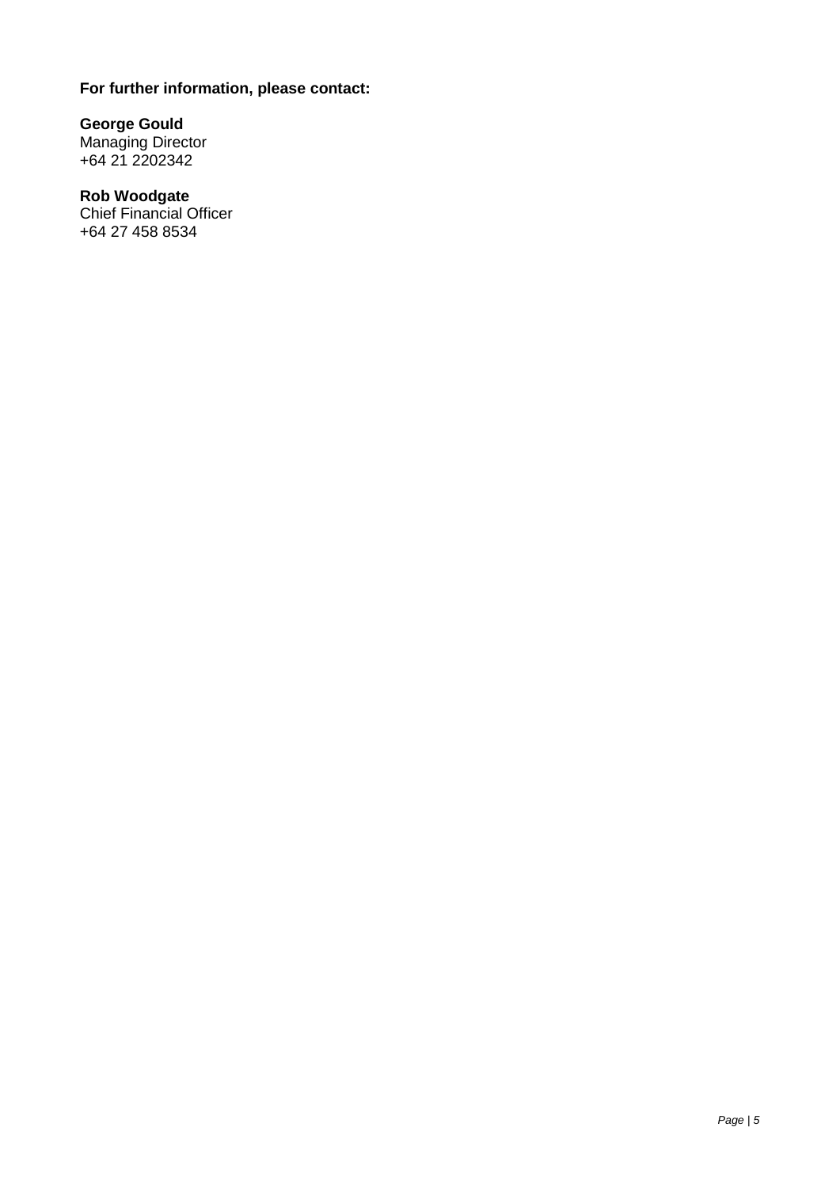**For further information, please contact:**

**George Gould**
Managing Director
+64 21 2202342

**Rob Woodgate**
Chief Financial Officer
+64 27 458 8534